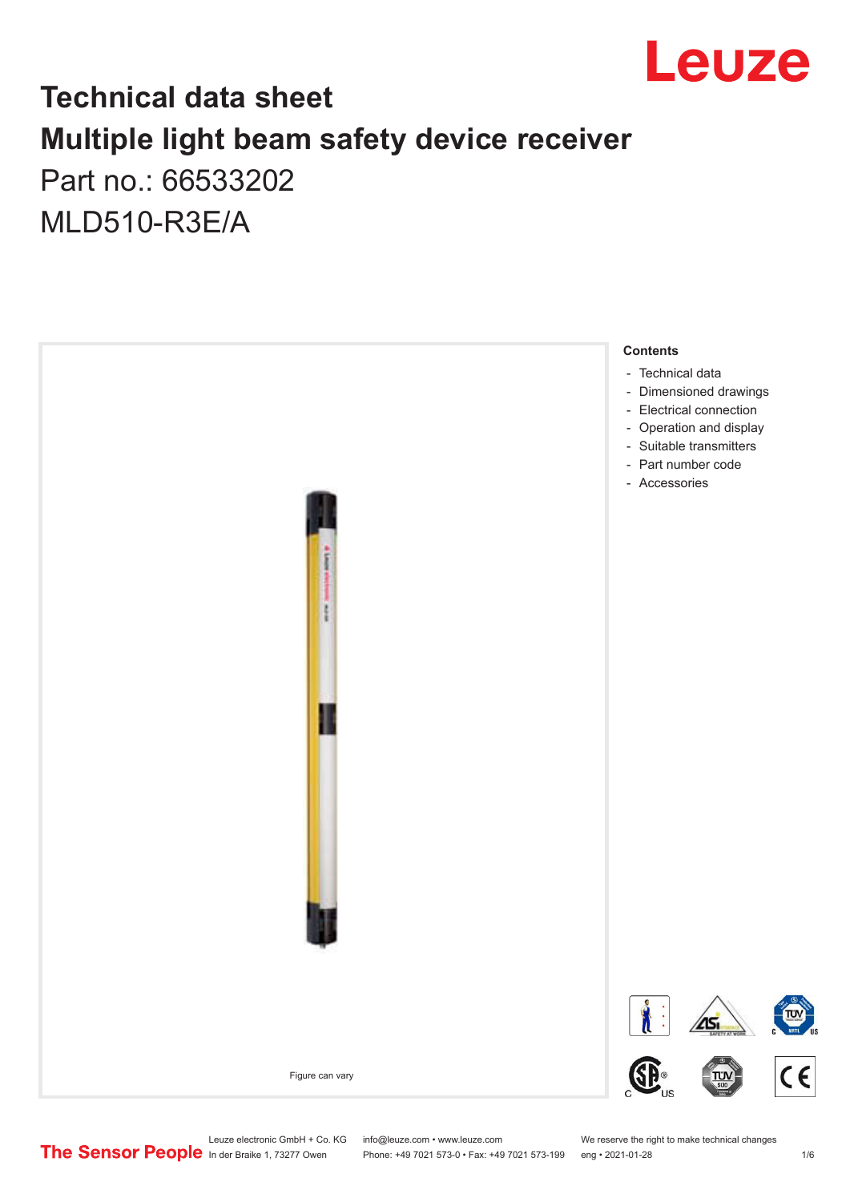# Technical data sheet

# Multiple light beam safety device receiver

Part no.: 66533202

MLD510-R3E/A

Figure can vary

**Contents**

- Technical data
- Dimensioned drawings
- Electrical connection
- Operation and display
- Suitable transmitters
- Part number code
- Accessories

Leuze electronic GmbH + Co. KG
In der Braike 1, 73277 Owen

info@leuze.com • www.leuze.com
Phone: +49 7021 573-0 • Fax: +49 7021 573-199

We reserve the right to make technical changes
eng • 2021-01-28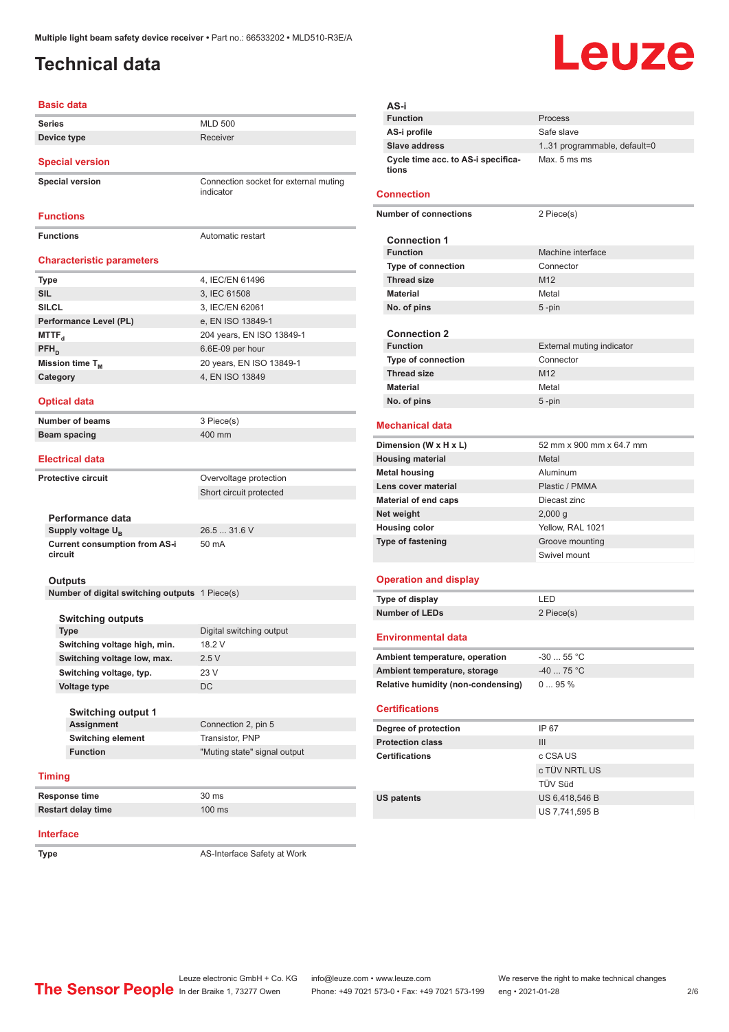Multiple light beam safety device receiver • Part no.: 66533202 • MLD510-R3E/A

# Technical data

## Basic data

| | |
|---|---|
| Series | MLD 500 |
| Device type | Receiver |

## Special version

| | |
|---|---|
| Special version | Connection socket for external muting indicator |

## Functions

| | |
|---|---|
| Functions | Automatic restart |

## Characteristic parameters

| | |
|---|---|
| Type | 4, IEC/EN 61496 |
| SIL | 3, IEC 61508 |
| SILCL | 3, IEC/EN 62061 |
| Performance Level (PL) | e, EN ISO 13849-1 |
| $MTTF_d$ | 204 years, EN ISO 13849-1 |
| $PFH_D$ | 6.6E-09 per hour |
| Mission time $T_M$ | 20 years, EN ISO 13849-1 |
| Category | 4, EN ISO 13849 |

## Optical data

| | |
|---|---|
| Number of beams | 3 Piece(s) |
| Beam spacing | 400 mm |

## Electrical data

| | |
|---|---|
| Protective circuit | Overvoltage protection |
| | Short circuit protected |

### Performance data

| | |
|---|---|
| Supply voltage $U_B$ | 26.5 ... 31.6 V |
| Current consumption from AS-i circuit | 50 mA |

### Outputs

| | |
|---|---|
| Number of digital switching outputs | 1 Piece(s) |

#### Switching outputs

| | |
|---|---|
| Type | Digital switching output |
| Switching voltage high, min. | 18.2 V |
| Switching voltage low, max. | 2.5 V |
| Switching voltage, typ. | 23 V |
| Voltage type | DC |

##### Switching output 1

| | |
|---|---|
| Assignment | Connection 2, pin 5 |
| Switching element | Transistor, PNP |
| Function | "Muting state" signal output |

## Timing

| | |
|---|---|
| Response time | 30 ms |
| Restart delay time | 100 ms |

## Interface

| | |
|---|---|
| Type | AS-Interface Safety at Work |

### AS-i

| | |
|---|---|
| Function | Process |
| AS-i profile | Safe slave |
| Slave address | 1..31 programmable, default=0 |
| Cycle time acc. to AS-i specifications | Max. 5 ms ms |

## Connection

| | |
|---|---|
| Number of connections | 2 Piece(s) |

### Connection 1

| | |
|---|---|
| Function | Machine interface |
| Type of connection | Connector |
| Thread size | M12 |
| Material | Metal |
| No. of pins | 5 -pin |

### Connection 2

| | |
|---|---|
| Function | External muting indicator |
| Type of connection | Connector |
| Thread size | M12 |
| Material | Metal |
| No. of pins | 5 -pin |

## Mechanical data

| | |
|---|---|
| Dimension (W x H x L) | 52 mm x 900 mm x 64.7 mm |
| Housing material | Metal |
| Metal housing | Aluminum |
| Lens cover material | Plastic / PMMA |
| Material of end caps | Diecast zinc |
| Net weight | 2,000 g |
| Housing color | Yellow, RAL 1021 |
| Type of fastening | Groove mounting |
| | Swivel mount |

## Operation and display

| | |
|---|---|
| Type of display | LED |
| Number of LEDs | 2 Piece(s) |

## Environmental data

| | |
|---|---|
| Ambient temperature, operation | -30 ... 55 °C |
| Ambient temperature, storage | -40 ... 75 °C |
| Relative humidity (non-condensing) | 0 ... 95 % |

## Certifications

| | |
|---|---|
| Degree of protection | IP 67 |
| Protection class | III |
| Certifications | c CSA US |
| | c TÜV NRTL US |
| | TÜV Süd |
| US patents | US 6,418,546 B |
| | US 7,741,595 B |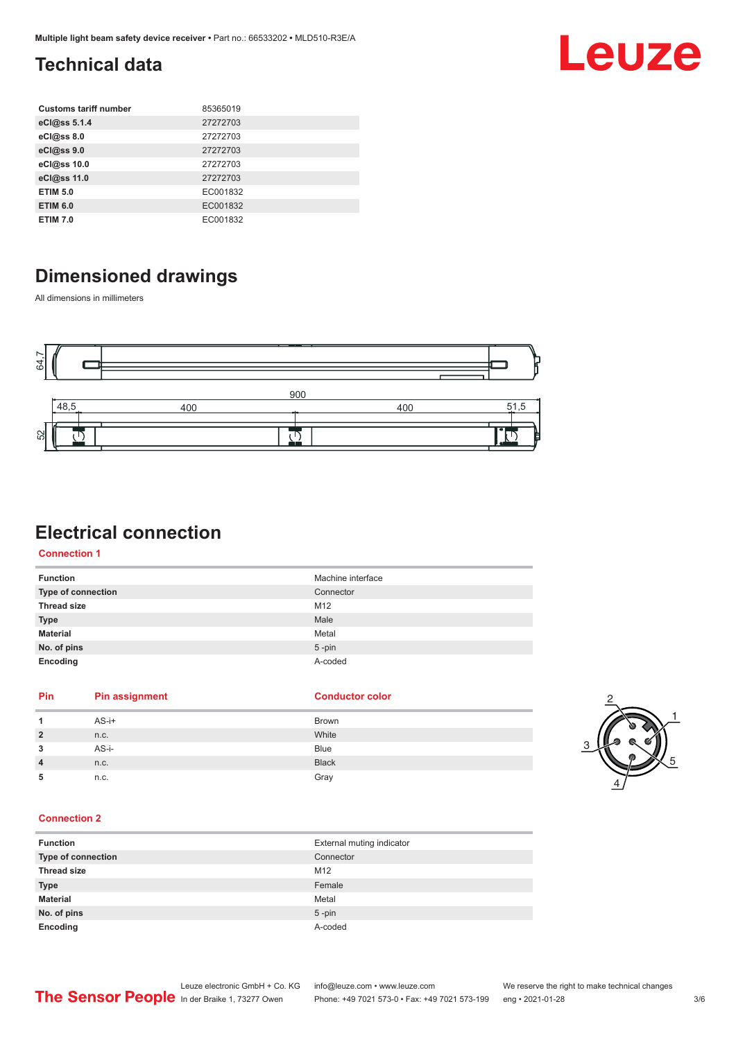# Technical data

| | |
|---|---|
| **Customs tariff number** | 85365019 |
| **eCl@ss 5.1.4** | 27272703 |
| **eCl@ss 8.0** | 27272703 |
| **eCl@ss 9.0** | 27272703 |
| **eCl@ss 10.0** | 27272703 |
| **eCl@ss 11.0** | 27272703 |
| **ETIM 5.0** | EC001832 |
| **ETIM 6.0** | EC001832 |
| **ETIM 7.0** | EC001832 |

# Dimensioned drawings

All dimensions in millimeters

64,7
900
48,5
400
400
51,5
52

# Electrical connection

## Connection 1

| | |
|---|---|
| **Function** | Machine interface |
| **Type of connection** | Connector |
| **Thread size** | M12 |
| **Type** | Male |
| **Material** | Metal |
| **No. of pins** | 5 -pin |
| **Encoding** | A-coded |

| Pin | Pin assignment | Conductor color |
|---|---|---|
| **1** | AS-i+ | Brown |
| **2** | n.c. | White |
| **3** | AS-i- | Blue |
| **4** | n.c. | Black |
| **5** | n.c. | Gray |

2
1
3
5
4

## Connection 2

| | |
|---|---|
| **Function** | External muting indicator |
| **Type of connection** | Connector |
| **Thread size** | M12 |
| **Type** | Female |
| **Material** | Metal |
| **No. of pins** | 5 -pin |
| **Encoding** | A-coded |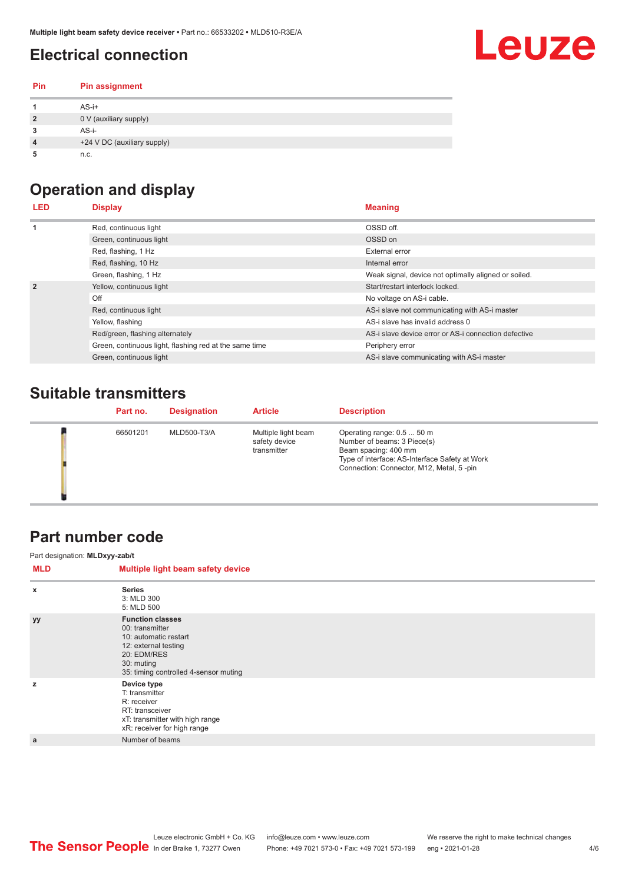# Electrical connection

| Pin | Pin assignment |
|---|---|
| 1 | AS-i+ |
| 2 | 0 V (auxiliary supply) |
| 3 | AS-i- |
| 4 | +24 V DC (auxiliary supply) |
| 5 | n.c. |

# Operation and display

| LED | Display | Meaning |
|---|---|---|
| 1 | Red, continuous light | OSSD off. |
| | Green, continuous light | OSSD on |
| | Red, flashing, 1 Hz | External error |
| | Red, flashing, 10 Hz | Internal error |
| | Green, flashing, 1 Hz | Weak signal, device not optimally aligned or soiled. |
| 2 | Yellow, continuous light | Start/restart interlock locked. |
| | Off | No voltage on AS-i cable. |
| | Red, continuous light | AS-i slave not communicating with AS-i master |
| | Yellow, flashing | AS-i slave has invalid address 0 |
| | Red/green, flashing alternately | AS-i slave device error or AS-i connection defective |
| | Green, continuous light, flashing red at the same time | Periphery error |
| | Green, continuous light | AS-i slave communicating with AS-i master |

# Suitable transmitters

| | Part no. | Designation | Article | Description |
|---|---|---|---|---|
| | 66501201 | MLD500-T3/A | Multiple light beam safety device transmitter | Operating range: 0.5 ... 50 m<br>Number of beams: 3 Piece(s)<br>Beam spacing: 400 mm<br>Type of interface: AS-Interface Safety at Work<br>Connection: Connector, M12, Metal, 5 -pin |

# Part number code

Part designation: **MLDxyy-zab/t**

| MLD | Multiple light beam safety device |
|---|---|
| x | **Series**<br>3: MLD 300<br>5: MLD 500 |
| yy | **Function classes**<br>00: transmitter<br>10: automatic restart<br>12: external testing<br>20: EDM/RES<br>30: muting<br>35: timing controlled 4-sensor muting |
| z | **Device type**<br>T: transmitter<br>R: receiver<br>RT: transceiver<br>xT: transmitter with high range<br>xR: receiver for high range |
| a | Number of beams |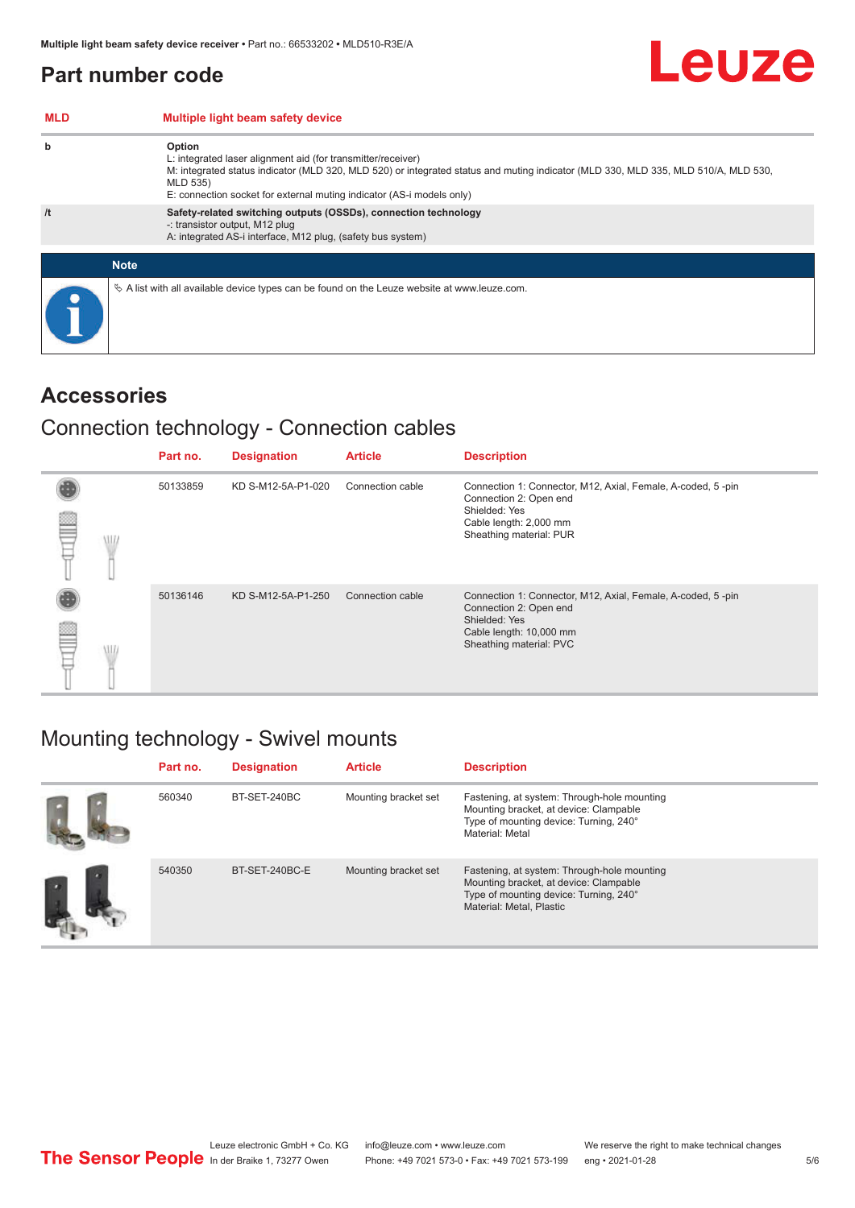## Part number code

| MLD | Multiple light beam safety device |
| --- | --- |
| b | **Option**<br>L: integrated laser alignment aid (for transmitter/receiver)<br>M: integrated status indicator (MLD 320, MLD 520) or integrated status and muting indicator (MLD 330, MLD 335, MLD 510/A, MLD 530, MLD 535)<br>E: connection socket for external muting indicator (AS-i models only) |
| /t | **Safety-related switching outputs (OSSDs), connection technology**<br>-: transistor output, M12 plug<br>A: integrated AS-i interface, M12 plug, (safety bus system) |

**Note**

A list with all available device types can be found on the Leuze website at www.leuze.com.

# Accessories

## Connection technology - Connection cables

| | Part no. | Designation | Article | Description |
| --- | --- | --- | --- | --- |
| | 50133859 | KD S-M12-5A-P1-020 | Connection cable | Connection 1: Connector, M12, Axial, Female, A-coded, 5 -pin<br>Connection 2: Open end<br>Shielded: Yes<br>Cable length: 2,000 mm<br>Sheathing material: PUR |
| | 50136146 | KD S-M12-5A-P1-250 | Connection cable | Connection 1: Connector, M12, Axial, Female, A-coded, 5 -pin<br>Connection 2: Open end<br>Shielded: Yes<br>Cable length: 10,000 mm<br>Sheathing material: PVC |

## Mounting technology - Swivel mounts

| | Part no. | Designation | Article | Description |
| --- | --- | --- | --- | --- |
| | 560340 | BT-SET-240BC | Mounting bracket set | Fastening, at system: Through-hole mounting<br>Mounting bracket, at device: Clampable<br>Type of mounting device: Turning, 240°<br>Material: Metal |
| | 540350 | BT-SET-240BC-E | Mounting bracket set | Fastening, at system: Through-hole mounting<br>Mounting bracket, at device: Clampable<br>Type of mounting device: Turning, 240°<br>Material: Metal, Plastic |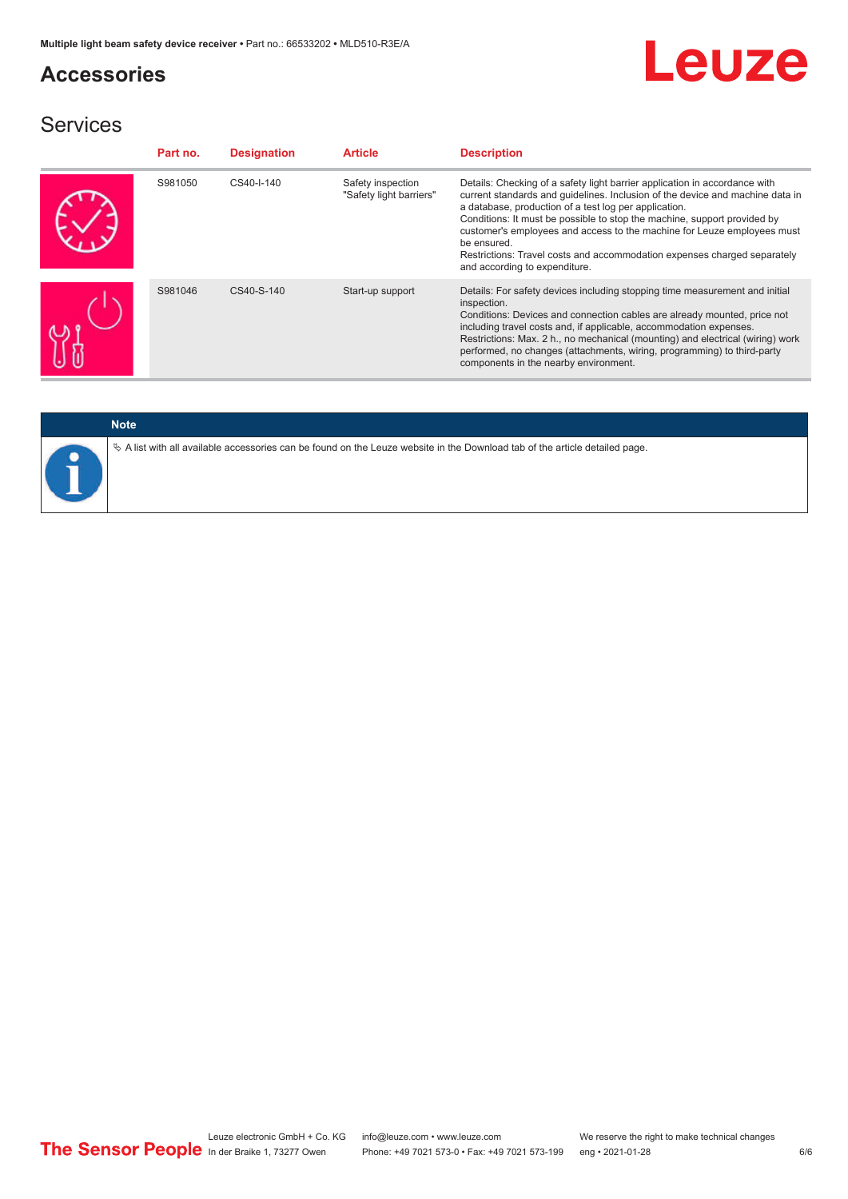## Accessories

### Services

| | Part no. | Designation | Article | Description |
|---|---|---|---|---|
| | S981050 | CS40-I-140 | Safety inspection "Safety light barriers" | Details: Checking of a safety light barrier application in accordance with current standards and guidelines. Inclusion of the device and machine data in a database, production of a test log per application.<br>Conditions: It must be possible to stop the machine, support provided by customer's employees and access to the machine for Leuze employees must be ensured.<br>Restrictions: Travel costs and accommodation expenses charged separately and according to expenditure. |
| | S981046 | CS40-S-140 | Start-up support | Details: For safety devices including stopping time measurement and initial inspection.<br>Conditions: Devices and connection cables are already mounted, price not including travel costs and, if applicable, accommodation expenses.<br>Restrictions: Max. 2 h., no mechanical (mounting) and electrical (wiring) work performed, no changes (attachments, wiring, programming) to third-party components in the nearby environment. |

**Note**

↳ A list with all available accessories can be found on the Leuze website in the Download tab of the article detailed page.